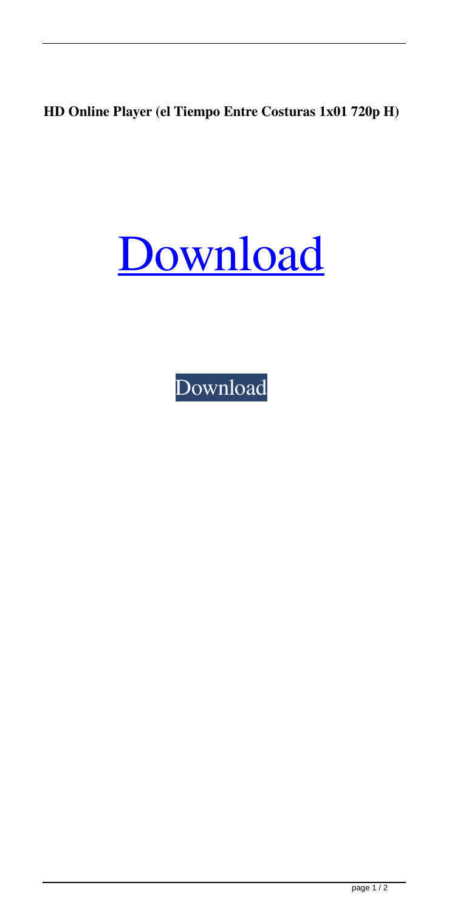**HD Online Player (el Tiempo Entre Costuras 1x01 720p H)**

Download

Download